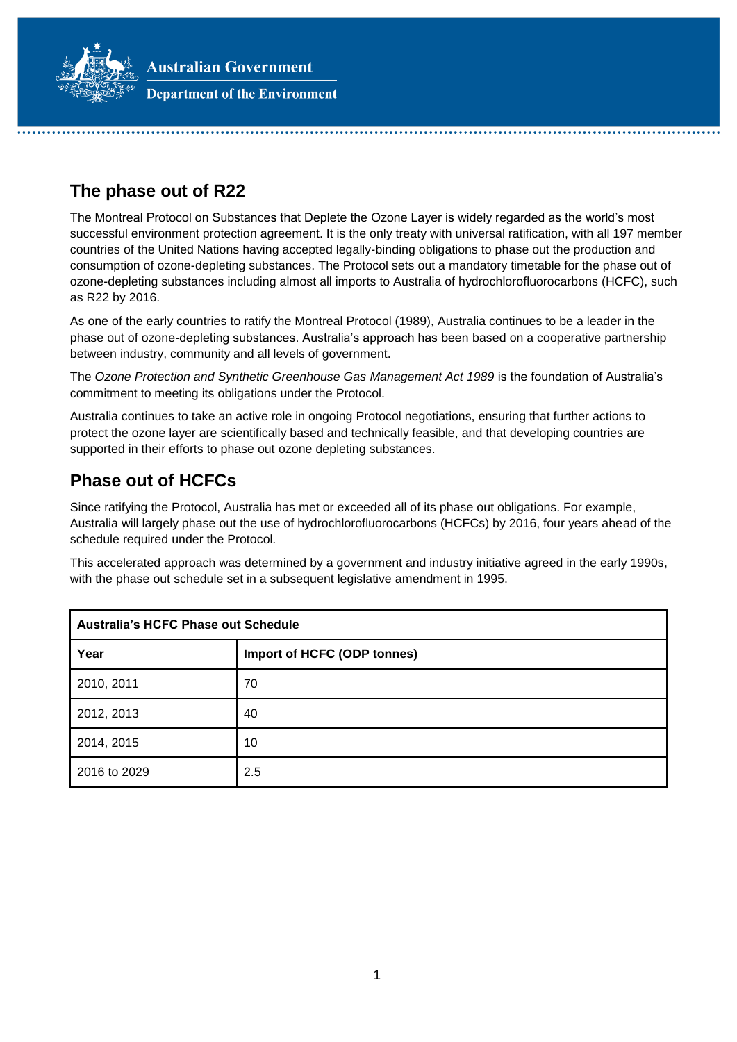Australian Government

Department of the Environment

## The phase out of R22

The Montreal Protocol on Substances that Deplete the Ozone Layer is widely regarded as the world's most successful environment protection agreement. It is the only treaty with universal ratification, with all 197 member countries of the United Nations having accepted legally-binding obligations to phase out the production and consumption of ozone-depleting substances. The Protocol sets out a mandatory timetable for the phase out of ozone-depleting substances including almost all imports to Australia of hydrochlorofluorocarbons (HCFC), such as R22 by 2016.

As one of the early countries to ratify the Montreal Protocol (1989), Australia continues to be a leader in the phase out of ozone-depleting substances. Australia's approach has been based on a cooperative partnership between industry, community and all levels of government.

The *Ozone Protection and Synthetic Greenhouse Gas Management Act 1989* is the foundation of Australia's commitment to meeting its obligations under the Protocol.

Australia continues to take an active role in ongoing Protocol negotiations, ensuring that further actions to protect the ozone layer are scientifically based and technically feasible, and that developing countries are supported in their efforts to phase out ozone depleting substances.

## Phase out of HCFCs

Since ratifying the Protocol, Australia has met or exceeded all of its phase out obligations. For example, Australia will largely phase out the use of hydrochlorofluorocarbons (HCFCs) by 2016, four years ahead of the schedule required under the Protocol.

This accelerated approach was determined by a government and industry initiative agreed in the early 1990s, with the phase out schedule set in a subsequent legislative amendment in 1995.

| **Australia's HCFC Phase out Schedule** | |
|---|---|
| **Year** | **Import of HCFC (ODP tonnes)** |
| 2010, 2011 | 70 |
| 2012, 2013 | 40 |
| 2014, 2015 | 10 |
| 2016 to 2029 | 2.5 |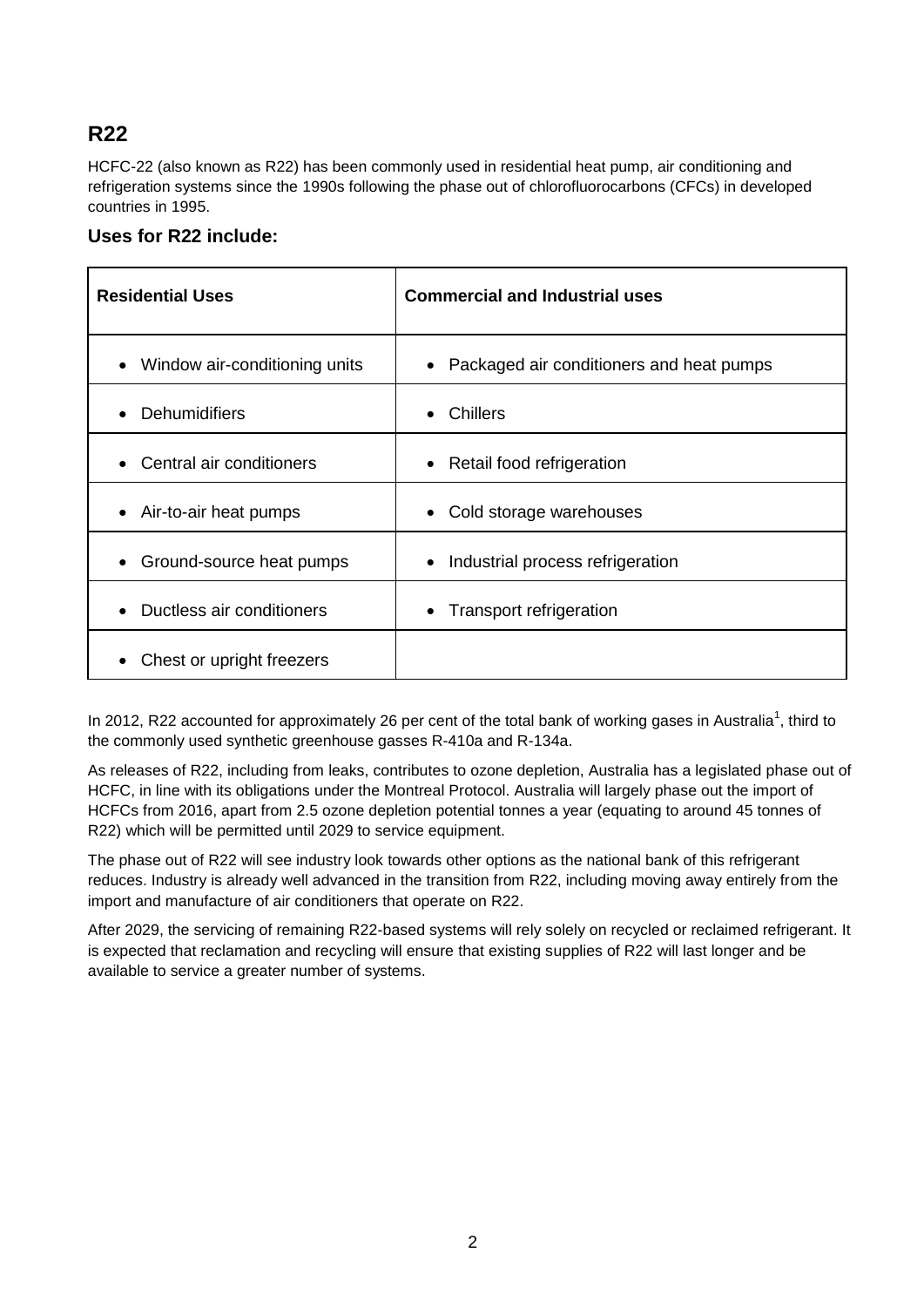## R22

HCFC-22 (also known as R22) has been commonly used in residential heat pump, air conditioning and refrigeration systems since the 1990s following the phase out of chlorofluorocarbons (CFCs) in developed countries in 1995.

### Uses for R22 include:

| Residential Uses | Commercial and Industrial uses |
|---|---|
| • Window air-conditioning units | • Packaged air conditioners and heat pumps |
| • Dehumidifiers | • Chillers |
| • Central air conditioners | • Retail food refrigeration |
| • Air-to-air heat pumps | • Cold storage warehouses |
| • Ground-source heat pumps | • Industrial process refrigeration |
| • Ductless air conditioners | • Transport refrigeration |
| • Chest or upright freezers | |

In 2012, R22 accounted for approximately 26 per cent of the total bank of working gases in Australia[1], third to the commonly used synthetic greenhouse gasses R-410a and R-134a.

As releases of R22, including from leaks, contributes to ozone depletion, Australia has a legislated phase out of HCFC, in line with its obligations under the Montreal Protocol. Australia will largely phase out the import of HCFCs from 2016, apart from 2.5 ozone depletion potential tonnes a year (equating to around 45 tonnes of R22) which will be permitted until 2029 to service equipment.

The phase out of R22 will see industry look towards other options as the national bank of this refrigerant reduces. Industry is already well advanced in the transition from R22, including moving away entirely from the import and manufacture of air conditioners that operate on R22.

After 2029, the servicing of remaining R22-based systems will rely solely on recycled or reclaimed refrigerant. It is expected that reclamation and recycling will ensure that existing supplies of R22 will last longer and be available to service a greater number of systems.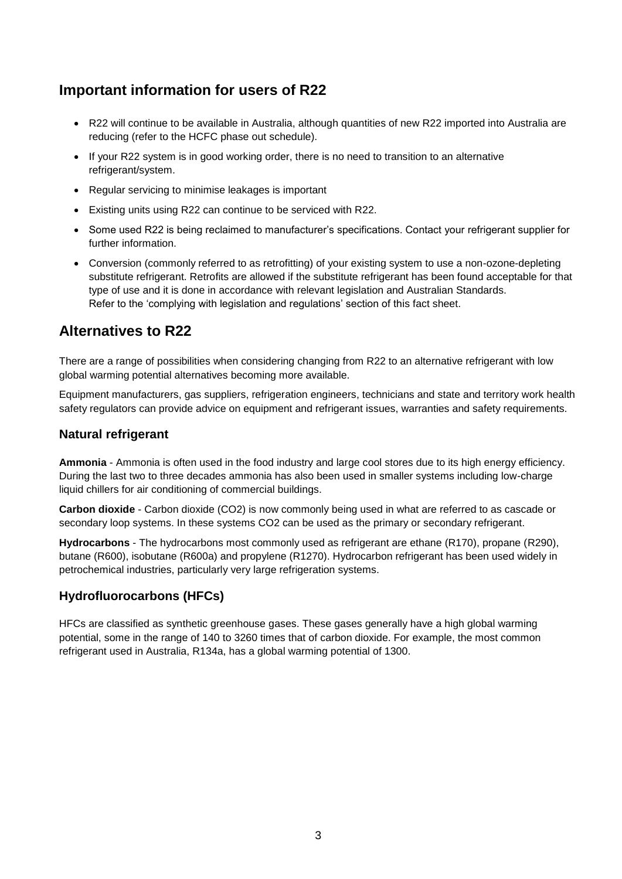## Important information for users of R22

- R22 will continue to be available in Australia, although quantities of new R22 imported into Australia are reducing (refer to the HCFC phase out schedule).
- If your R22 system is in good working order, there is no need to transition to an alternative refrigerant/system.
- Regular servicing to minimise leakages is important
- Existing units using R22 can continue to be serviced with R22.
- Some used R22 is being reclaimed to manufacturer's specifications. Contact your refrigerant supplier for further information.
- Conversion (commonly referred to as retrofitting) of your existing system to use a non-ozone-depleting substitute refrigerant. Retrofits are allowed if the substitute refrigerant has been found acceptable for that type of use and it is done in accordance with relevant legislation and Australian Standards. Refer to the 'complying with legislation and regulations' section of this fact sheet.

## Alternatives to R22

There are a range of possibilities when considering changing from R22 to an alternative refrigerant with low global warming potential alternatives becoming more available.

Equipment manufacturers, gas suppliers, refrigeration engineers, technicians and state and territory work health safety regulators can provide advice on equipment and refrigerant issues, warranties and safety requirements.

### Natural refrigerant

**Ammonia** - Ammonia is often used in the food industry and large cool stores due to its high energy efficiency. During the last two to three decades ammonia has also been used in smaller systems including low-charge liquid chillers for air conditioning of commercial buildings.

**Carbon dioxide** - Carbon dioxide ($CO_2$) is now commonly being used in what are referred to as cascade or secondary loop systems. In these systems $CO_2$ can be used as the primary or secondary refrigerant.

**Hydrocarbons** - The hydrocarbons most commonly used as refrigerant are ethane (R170), propane (R290), butane (R600), isobutane (R600a) and propylene (R1270). Hydrocarbon refrigerant has been used widely in petrochemical industries, particularly very large refrigeration systems.

### Hydrofluorocarbons (HFCs)

HFCs are classified as synthetic greenhouse gases. These gases generally have a high global warming potential, some in the range of 140 to 3260 times that of carbon dioxide. For example, the most common refrigerant used in Australia, R134a, has a global warming potential of 1300.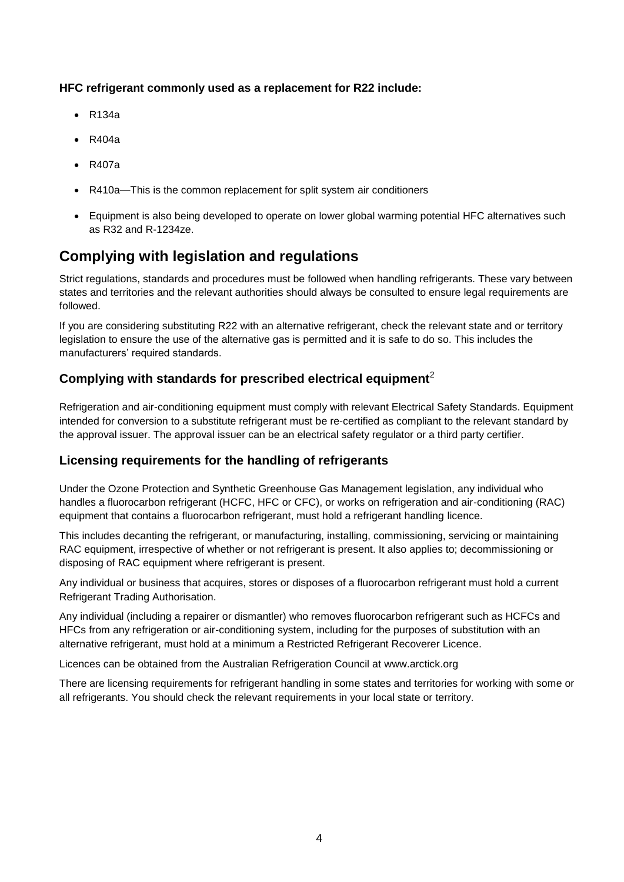**HFC refrigerant commonly used as a replacement for R22 include:**

- R134a
- R404a
- R407a
- R410a—This is the common replacement for split system air conditioners
- Equipment is also being developed to operate on lower global warming potential HFC alternatives such as R32 and R-1234ze.

## Complying with legislation and regulations

Strict regulations, standards and procedures must be followed when handling refrigerants. These vary between states and territories and the relevant authorities should always be consulted to ensure legal requirements are followed.

If you are considering substituting R22 with an alternative refrigerant, check the relevant state and or territory legislation to ensure the use of the alternative gas is permitted and it is safe to do so. This includes the manufacturers' required standards.

### Complying with standards for prescribed electrical equipment[2]

Refrigeration and air-conditioning equipment must comply with relevant Electrical Safety Standards. Equipment intended for conversion to a substitute refrigerant must be re-certified as compliant to the relevant standard by the approval issuer. The approval issuer can be an electrical safety regulator or a third party certifier.

### Licensing requirements for the handling of refrigerants

Under the Ozone Protection and Synthetic Greenhouse Gas Management legislation, any individual who handles a fluorocarbon refrigerant (HCFC, HFC or CFC), or works on refrigeration and air-conditioning (RAC) equipment that contains a fluorocarbon refrigerant, must hold a refrigerant handling licence.

This includes decanting the refrigerant, or manufacturing, installing, commissioning, servicing or maintaining RAC equipment, irrespective of whether or not refrigerant is present. It also applies to; decommissioning or disposing of RAC equipment where refrigerant is present.

Any individual or business that acquires, stores or disposes of a fluorocarbon refrigerant must hold a current Refrigerant Trading Authorisation.

Any individual (including a repairer or dismantler) who removes fluorocarbon refrigerant such as HCFCs and HFCs from any refrigeration or air-conditioning system, including for the purposes of substitution with an alternative refrigerant, must hold at a minimum a Restricted Refrigerant Recoverer Licence.

Licences can be obtained from the Australian Refrigeration Council at www.arctick.org

There are licensing requirements for refrigerant handling in some states and territories for working with some or all refrigerants. You should check the relevant requirements in your local state or territory.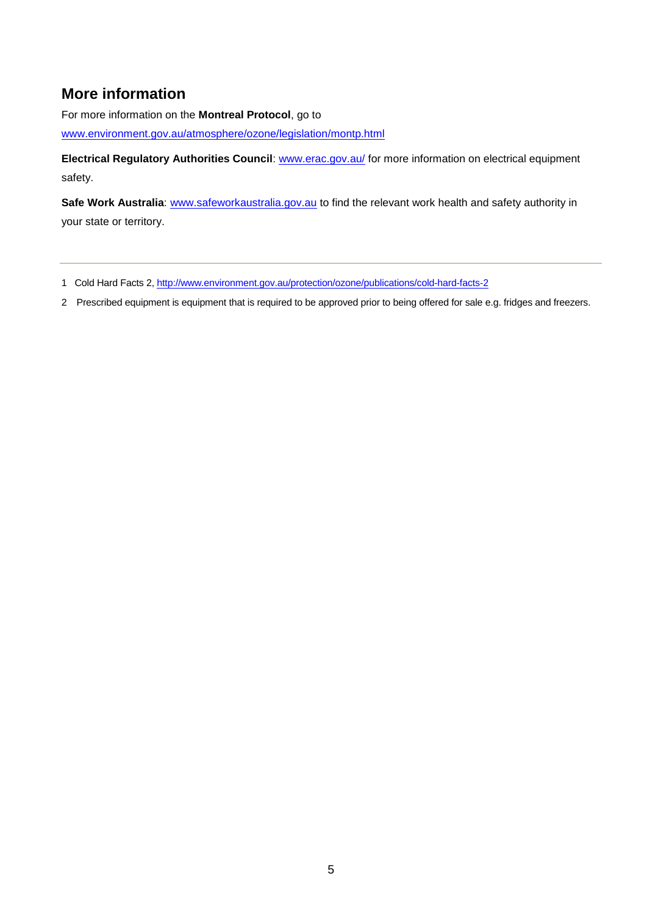## More information

For more information on the **Montreal Protocol**, go to
www.environment.gov.au/atmosphere/ozone/legislation/montp.html

**Electrical Regulatory Authorities Council**: www.erac.gov.au/ for more information on electrical equipment safety.

**Safe Work Australia**: www.safeworkaustralia.gov.au to find the relevant work health and safety authority in your state or territory.

---

1 Cold Hard Facts 2, http://www.environment.gov.au/protection/ozone/publications/cold-hard-facts-2

2 Prescribed equipment is equipment that is required to be approved prior to being offered for sale e.g. fridges and freezers.